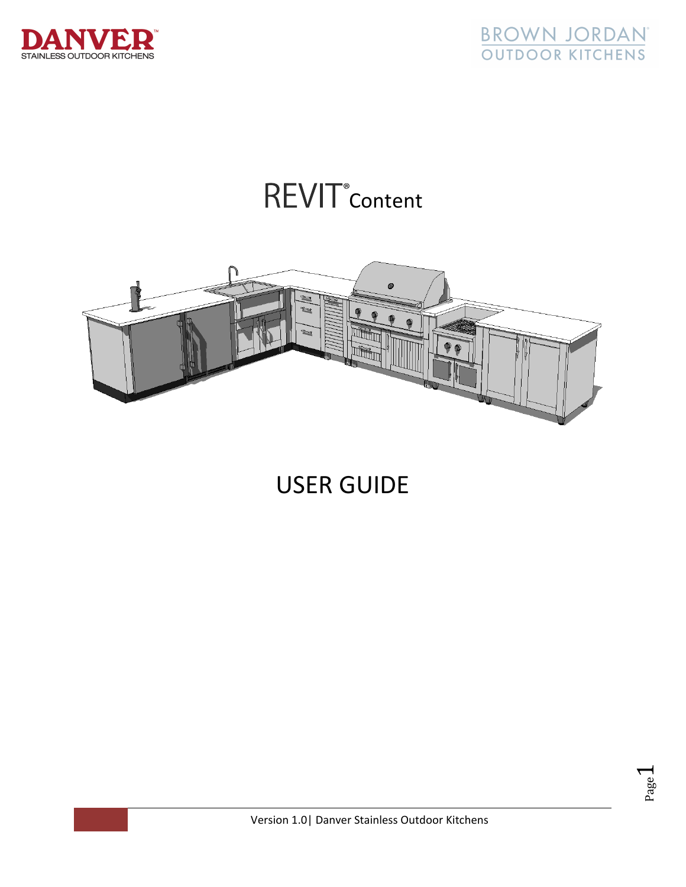DANVER™
STAINLESS OUTDOOR KITCHENS

BROWN JORDAN®
OUTDOOR KITCHENS

# REVIT® Content

# USER GUIDE

Version 1.0| Danver Stainless Outdoor Kitchens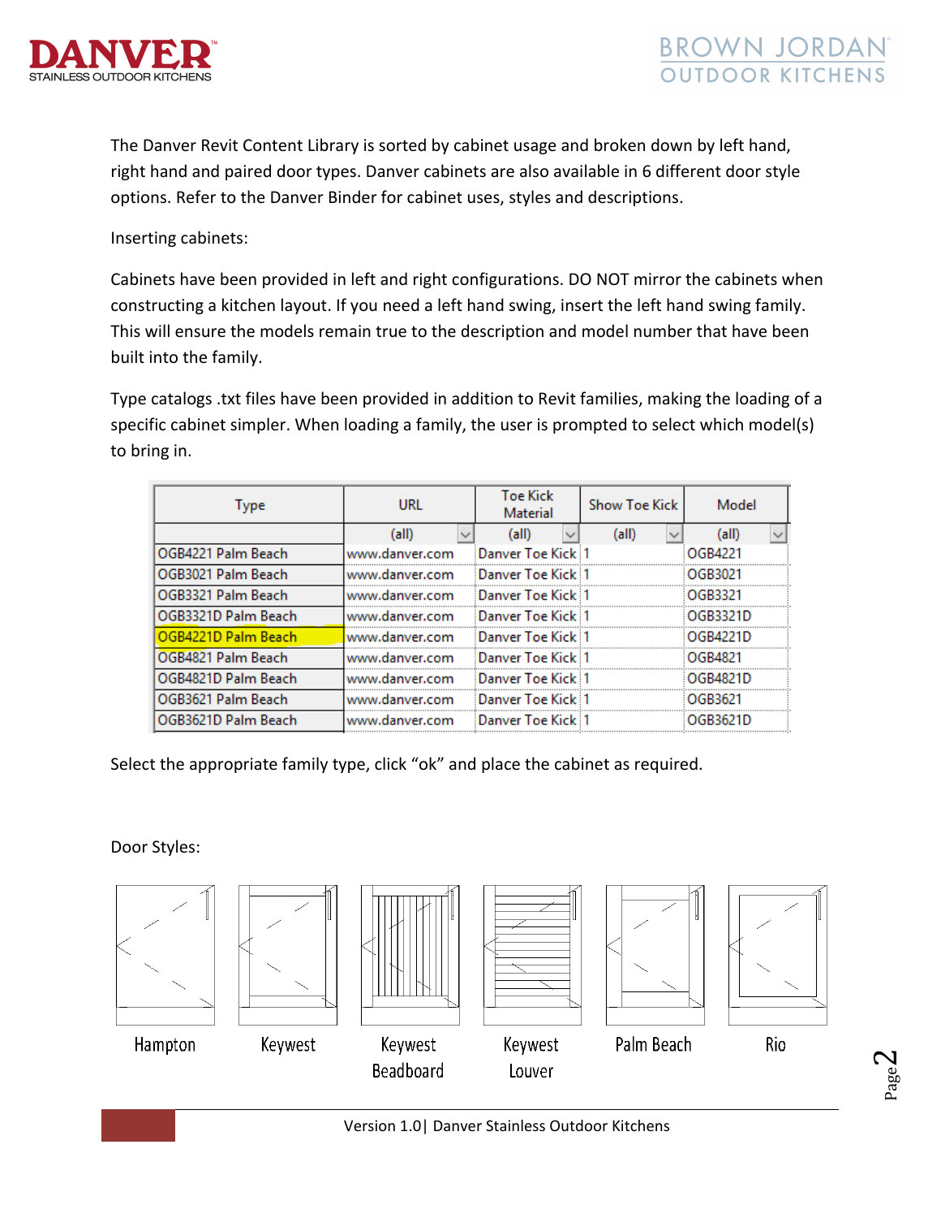The Danver Revit Content Library is sorted by cabinet usage and broken down by left hand, right hand and paired door types. Danver cabinets are also available in 6 different door style options. Refer to the Danver Binder for cabinet uses, styles and descriptions.

Inserting cabinets:

Cabinets have been provided in left and right configurations. DO NOT mirror the cabinets when constructing a kitchen layout. If you need a left hand swing, insert the left hand swing family. This will ensure the models remain true to the description and model number that have been built into the family.

Type catalogs .txt files have been provided in addition to Revit families, making the loading of a specific cabinet simpler. When loading a family, the user is prompted to select which model(s) to bring in.

| Type | URL | Toe Kick Material | Show Toe Kick | Model |
|---|---|---|---|---|
| | (all) | (all) | (all) | (all) |
| OGB4221 Palm Beach | www.danver.com | Danver Toe Kick | 1 | OGB4221 |
| OGB3021 Palm Beach | www.danver.com | Danver Toe Kick | 1 | OGB3021 |
| OGB3321 Palm Beach | www.danver.com | Danver Toe Kick | 1 | OGB3321 |
| OGB3321D Palm Beach | www.danver.com | Danver Toe Kick | 1 | OGB3321D |
| OGB4221D Palm Beach | www.danver.com | Danver Toe Kick | 1 | OGB4221D |
| OGB4821 Palm Beach | www.danver.com | Danver Toe Kick | 1 | OGB4821 |
| OGB4821D Palm Beach | www.danver.com | Danver Toe Kick | 1 | OGB4821D |
| OGB3621 Palm Beach | www.danver.com | Danver Toe Kick | 1 | OGB3621 |
| OGB3621D Palm Beach | www.danver.com | Danver Toe Kick | 1 | OGB3621D |

Select the appropriate family type, click "ok" and place the cabinet as required.

Door Styles:

Hampton | Keywest | Keywest Beadboard | Keywest Louver | Palm Beach | Rio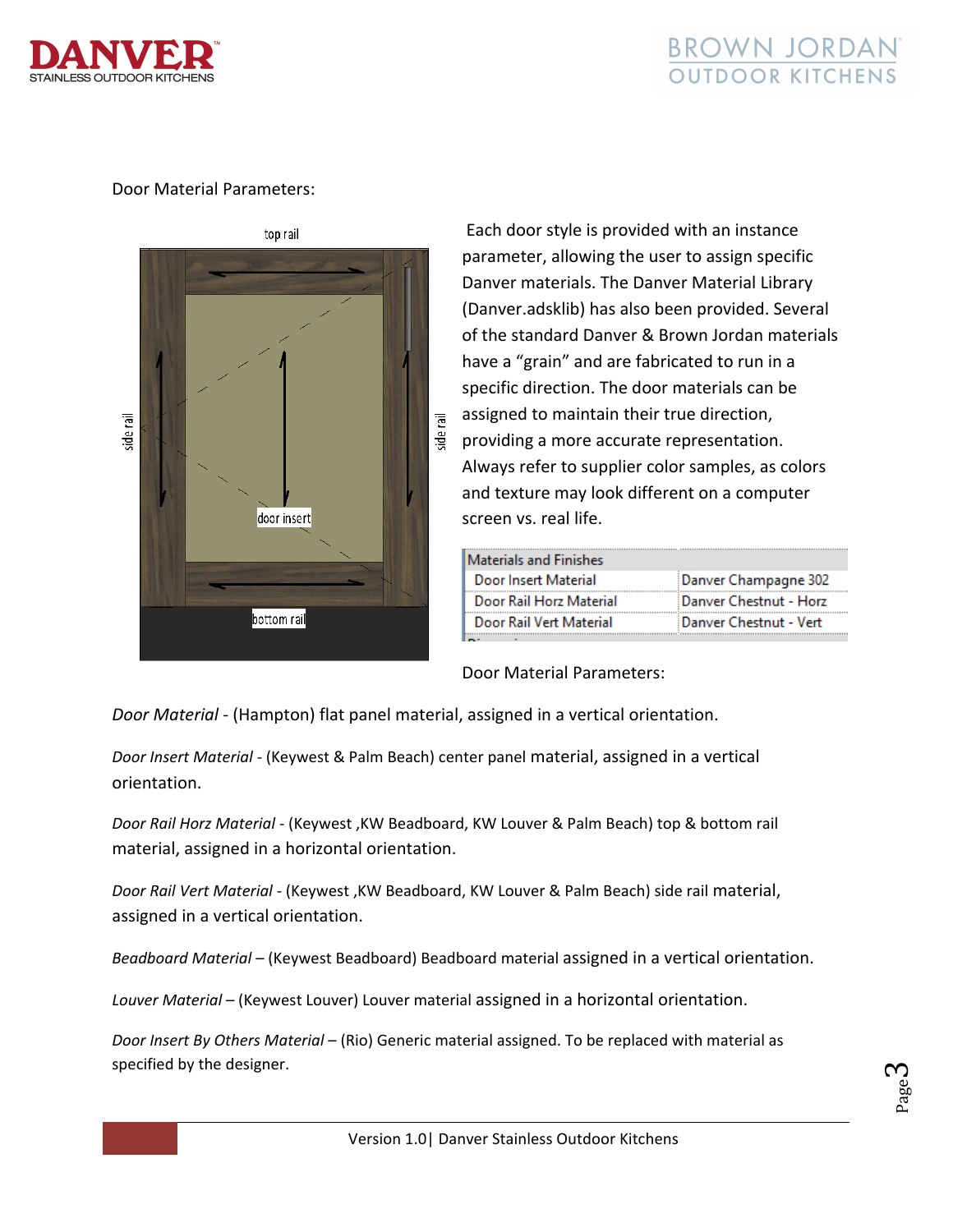Door Material Parameters:

top rail

side rail

side rail

door insert

bottom rail

Each door style is provided with an instance parameter, allowing the user to assign specific Danver materials. The Danver Material Library (Danver.adsklib) has also been provided. Several of the standard Danver & Brown Jordan materials have a "grain" and are fabricated to run in a specific direction. The door materials can be assigned to maintain their true direction, providing a more accurate representation. Always refer to supplier color samples, as colors and texture may look different on a computer screen vs. real life.

| Materials and Finishes | |
|---|---|
| Door Insert Material | Danver Champagne 302 |
| Door Rail Horz Material | Danver Chestnut - Horz |
| Door Rail Vert Material | Danver Chestnut - Vert |

Door Material Parameters:

*Door Material* - (Hampton) flat panel material, assigned in a vertical orientation.

*Door Insert Material* - (Keywest & Palm Beach) center panel material, assigned in a vertical orientation.

*Door Rail Horz Material* - (Keywest ,KW Beadboard, KW Louver & Palm Beach) top & bottom rail material, assigned in a horizontal orientation.

*Door Rail Vert Material* - (Keywest ,KW Beadboard, KW Louver & Palm Beach) side rail material, assigned in a vertical orientation.

*Beadboard Material* – (Keywest Beadboard) Beadboard material assigned in a vertical orientation.

*Louver Material* – (Keywest Louver) Louver material assigned in a horizontal orientation.

*Door Insert By Others Material* – (Rio) Generic material assigned. To be replaced with material as specified by the designer.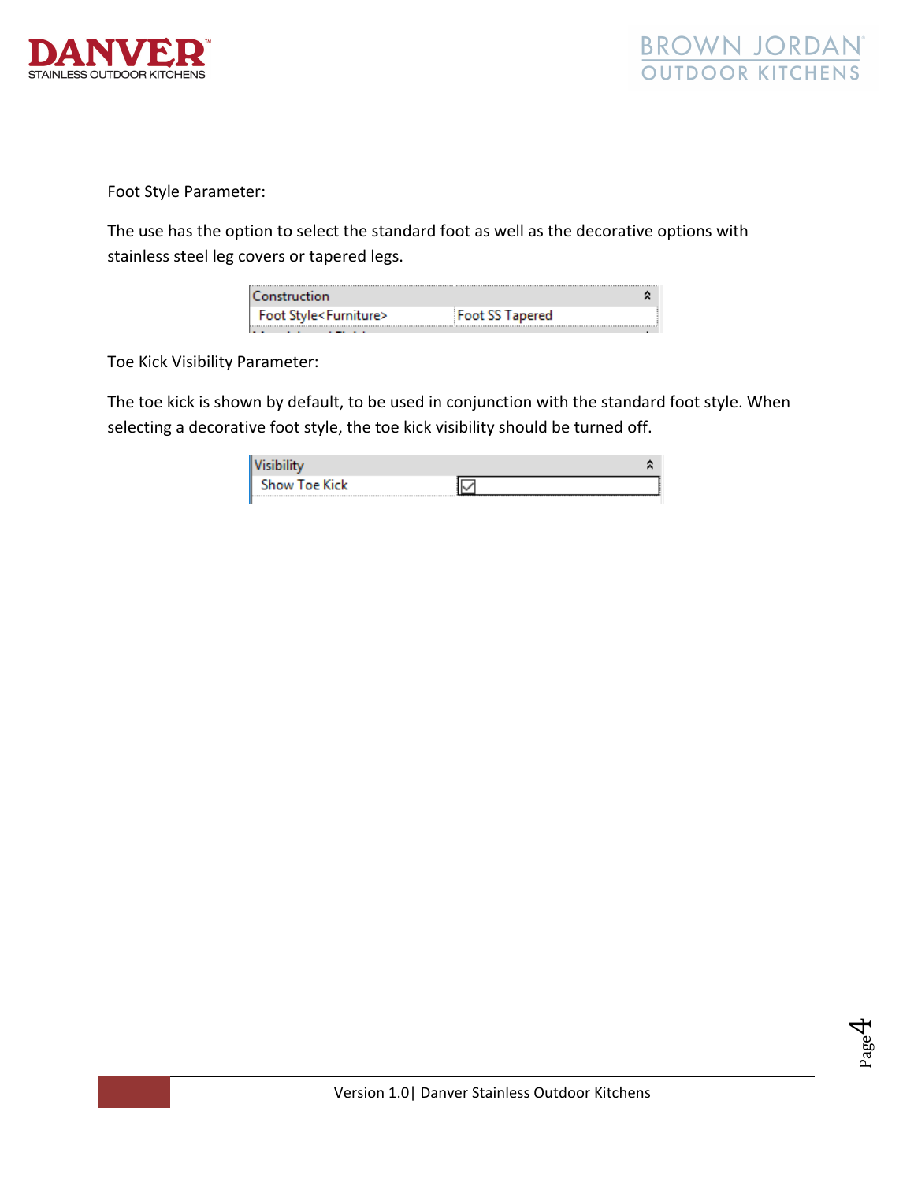Foot Style Parameter:

The use has the option to select the standard foot as well as the decorative options with stainless steel leg covers or tapered legs.

| Construction | |
|---|---|
| Foot Style<Furniture> | Foot SS Tapered |

Toe Kick Visibility Parameter:

The toe kick is shown by default, to be used in conjunction with the standard foot style. When selecting a decorative foot style, the toe kick visibility should be turned off.

| Visibility | |
|---|---|
| Show Toe Kick | ☑ |